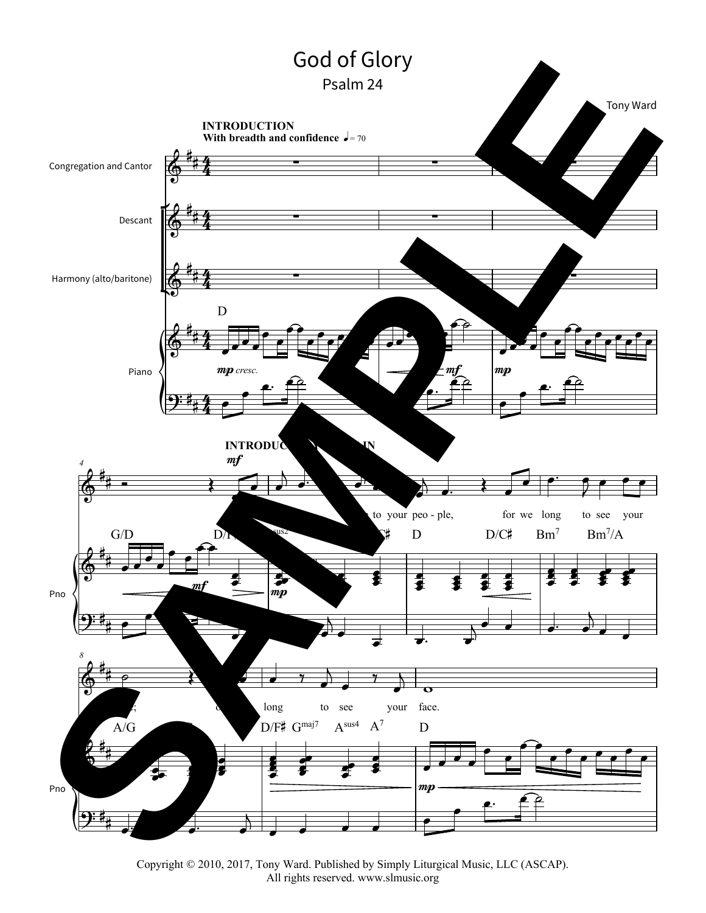# God of Glory

## Psalm 24

Tony Ward

Copyright © 2010, 2017, Tony Ward. Published by Simply Liturgical Music, LLC (ASCAP).
All rights reserved. www.slmusic.org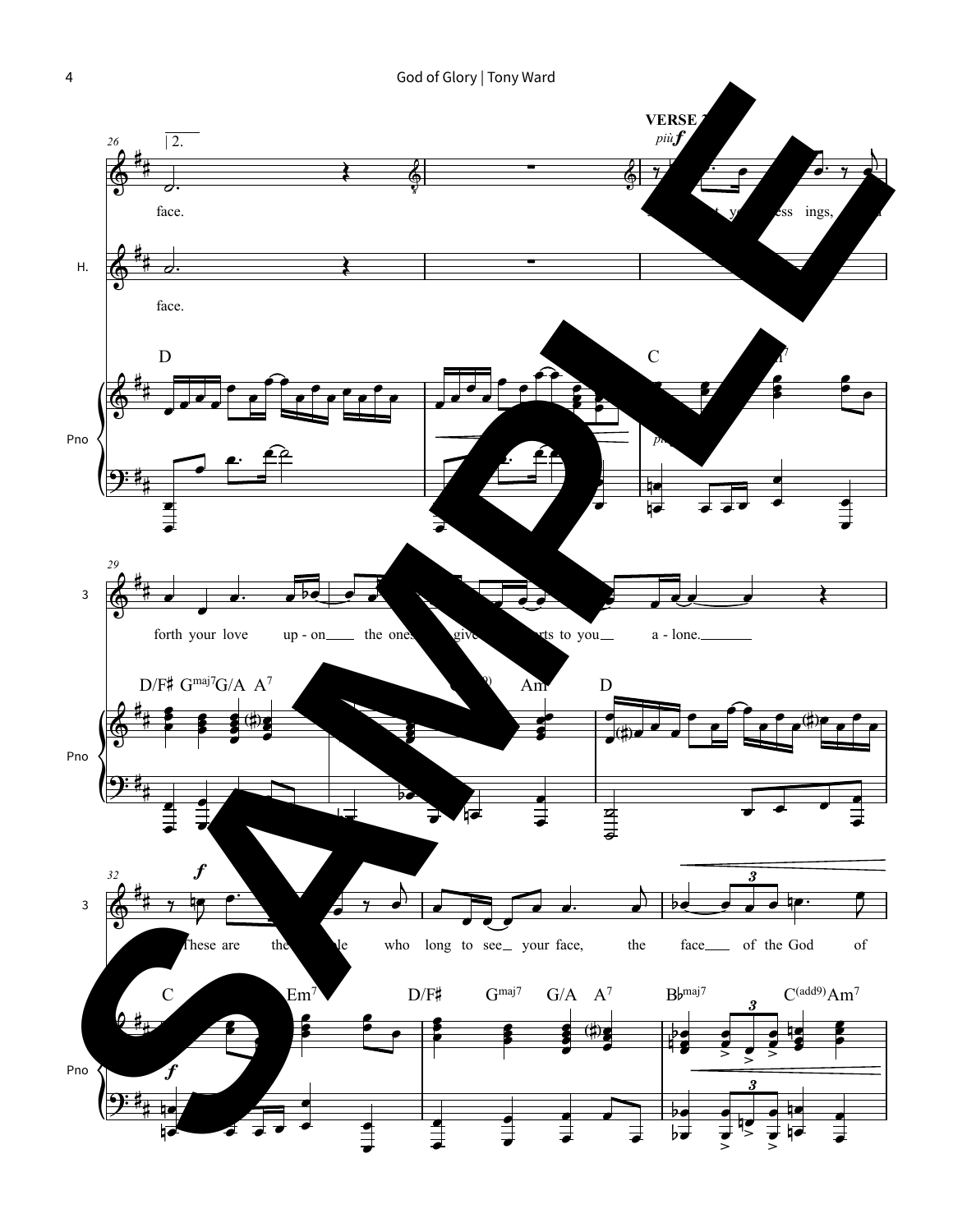VERSE 2

*più f*

face.

face.

forth your love up - on the ones who give their hearts to you a - lone.

These are the people who long to see your face, the face of the God of

D C Em7 D/F♯ Gmaj7 G/A A7 C(add9) Am7 D C Em7 D/F♯ Gmaj7 G/A A7 B♭maj7 C(add9) Am7